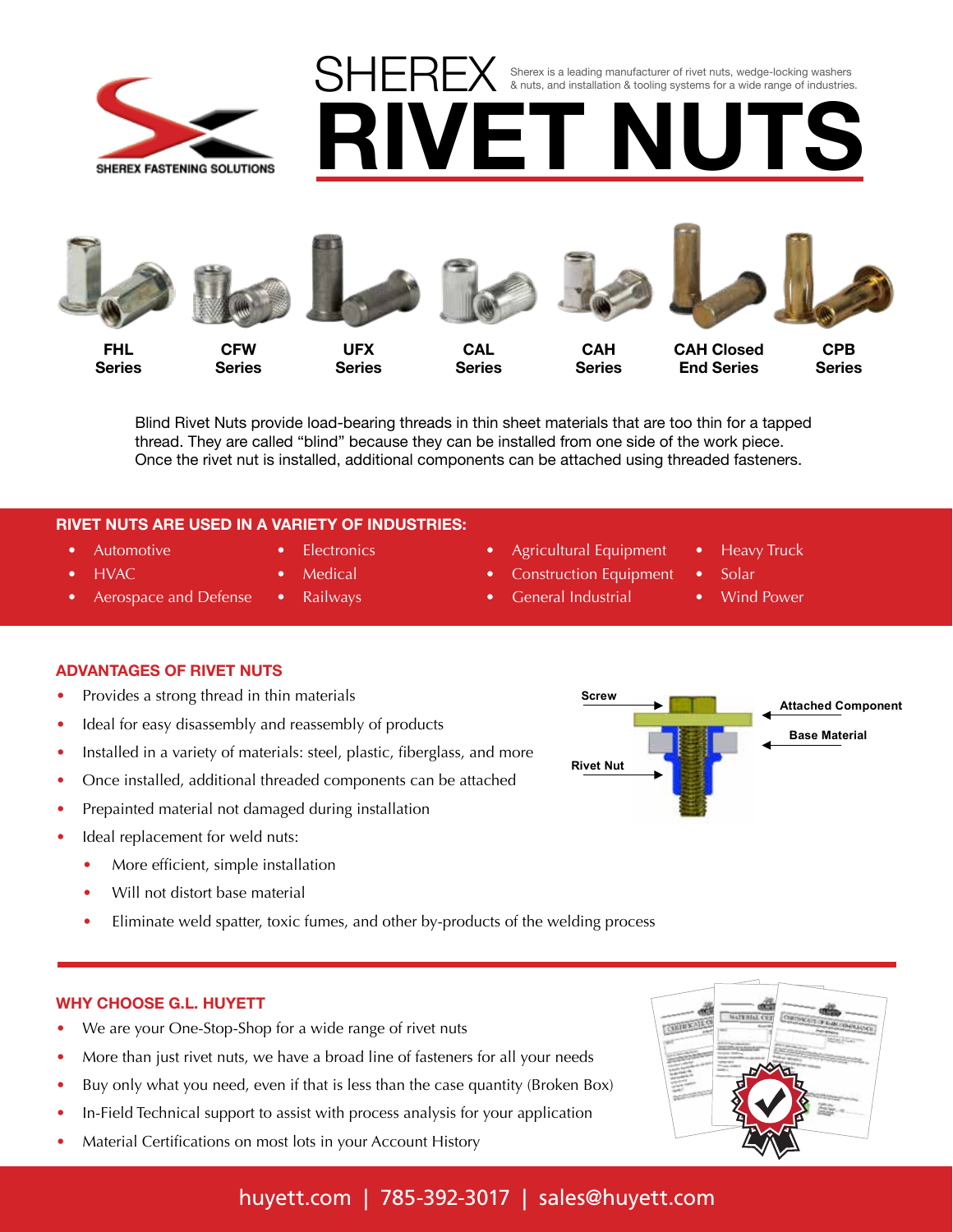SHEREX FASTENING SOLUTIONS

# SHEREX RIVET NUTS

Sherex is a leading manufacturer of rivet nuts, wedge-locking washers & nuts, and installation & tooling systems for a wide range of industries.

**FHL Series** | **CFW Series** | **UFX Series** | **CAL Series** | **CAH Series** | **CAH Closed End Series** | **CPB Series**

Blind Rivet Nuts provide load-bearing threads in thin sheet materials that are too thin for a tapped thread. They are called "blind" because they can be installed from one side of the work piece. Once the rivet nut is installed, additional components can be attached using threaded fasteners.

## RIVET NUTS ARE USED IN A VARIETY OF INDUSTRIES:

- Automotive
- HVAC
- Aerospace and Defense
- Electronics
- Medical
- Railways
- Agricultural Equipment
- Construction Equipment
- General Industrial
- Heavy Truck
- Solar
- Wind Power

## ADVANTAGES OF RIVET NUTS

- Provides a strong thread in thin materials
- Ideal for easy disassembly and reassembly of products
- Installed in a variety of materials: steel, plastic, fiberglass, and more
- Once installed, additional threaded components can be attached
- Prepainted material not damaged during installation
- Ideal replacement for weld nuts:
  - More efficient, simple installation
  - Will not distort base material
  - Eliminate weld spatter, toxic fumes, and other by-products of the welding process

Screw — Attached Component — Base Material — Rivet Nut

## WHY CHOOSE G.L. HUYETT

- We are your One-Stop-Shop for a wide range of rivet nuts
- More than just rivet nuts, we have a broad line of fasteners for all your needs
- Buy only what you need, even if that is less than the case quantity (Broken Box)
- In-Field Technical support to assist with process analysis for your application
- Material Certifications on most lots in your Account History

huyett.com | 785-392-3017 | sales@huyett.com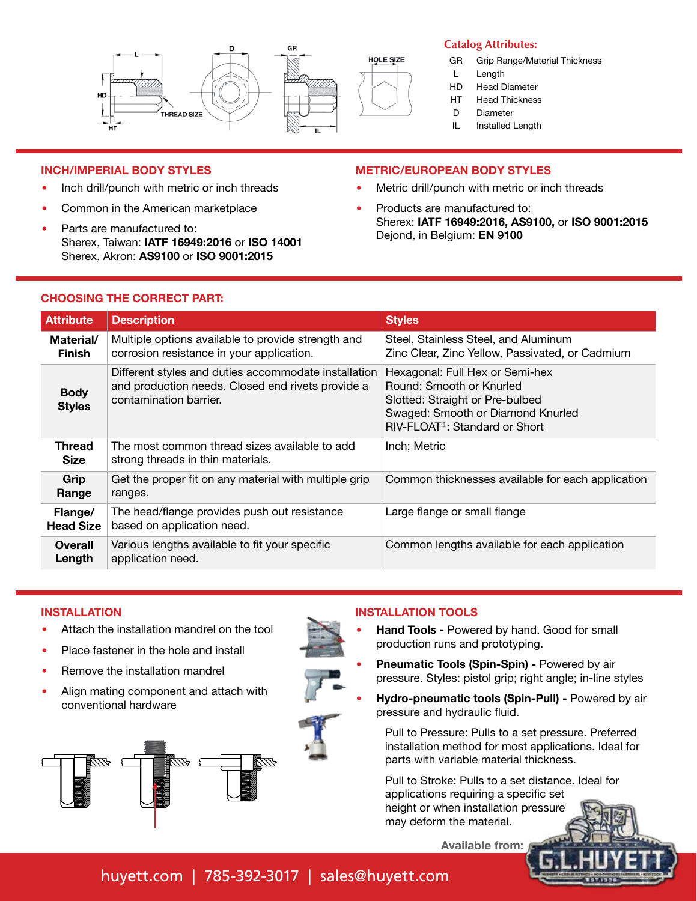**Catalog Attributes:**

| | |
|---|---|
| GR | Grip Range/Material Thickness |
| L | Length |
| HD | Head Diameter |
| HT | Head Thickness |
| D | Diameter |
| IL | Installed Length |

## INCH/IMPERIAL BODY STYLES

- Inch drill/punch with metric or inch threads
- Common in the American marketplace
- Parts are manufactured to:
  Sherex, Taiwan: **IATF 16949:2016** or **ISO 14001**
  Sherex, Akron: **AS9100** or **ISO 9001:2015**

## METRIC/EUROPEAN BODY STYLES

- Metric drill/punch with metric or inch threads
- Products are manufactured to:
  Sherex: **IATF 16949:2016, AS9100,** or **ISO 9001:2015**
  Dejond, in Belgium: **EN 9100**

## CHOOSING THE CORRECT PART:

| Attribute | Description | Styles |
|---|---|---|
| **Material/ Finish** | Multiple options available to provide strength and corrosion resistance in your application. | Steel, Stainless Steel, and Aluminum<br>Zinc Clear, Zinc Yellow, Passivated, or Cadmium |
| **Body Styles** | Different styles and duties accommodate installation and production needs. Closed end rivets provide a contamination barrier. | Hexagonal: Full Hex or Semi-hex<br>Round: Smooth or Knurled<br>Slotted: Straight or Pre-bulbed<br>Swaged: Smooth or Diamond Knurled<br>RIV-FLOAT®: Standard or Short |
| **Thread Size** | The most common thread sizes available to add strong threads in thin materials. | Inch; Metric |
| **Grip Range** | Get the proper fit on any material with multiple grip ranges. | Common thicknesses available for each application |
| **Flange/ Head Size** | The head/flange provides push out resistance based on application need. | Large flange or small flange |
| **Overall Length** | Various lengths available to fit your specific application need. | Common lengths available for each application |

## INSTALLATION

- Attach the installation mandrel on the tool
- Place fastener in the hole and install
- Remove the installation mandrel
- Align mating component and attach with conventional hardware

## INSTALLATION TOOLS

- **Hand Tools -** Powered by hand. Good for small production runs and prototyping.
- **Pneumatic Tools (Spin-Spin) -** Powered by air pressure. Styles: pistol grip; right angle; in-line styles
- **Hydro-pneumatic tools (Spin-Pull) -** Powered by air pressure and hydraulic fluid.

  Pull to Pressure: Pulls to a set pressure. Preferred installation method for most applications. Ideal for parts with variable material thickness.

  Pull to Stroke: Pulls to a set distance. Ideal for applications requiring a specific set height or when installation pressure may deform the material.

Available from:

huyett.com | 785-392-3017 | sales@huyett.com